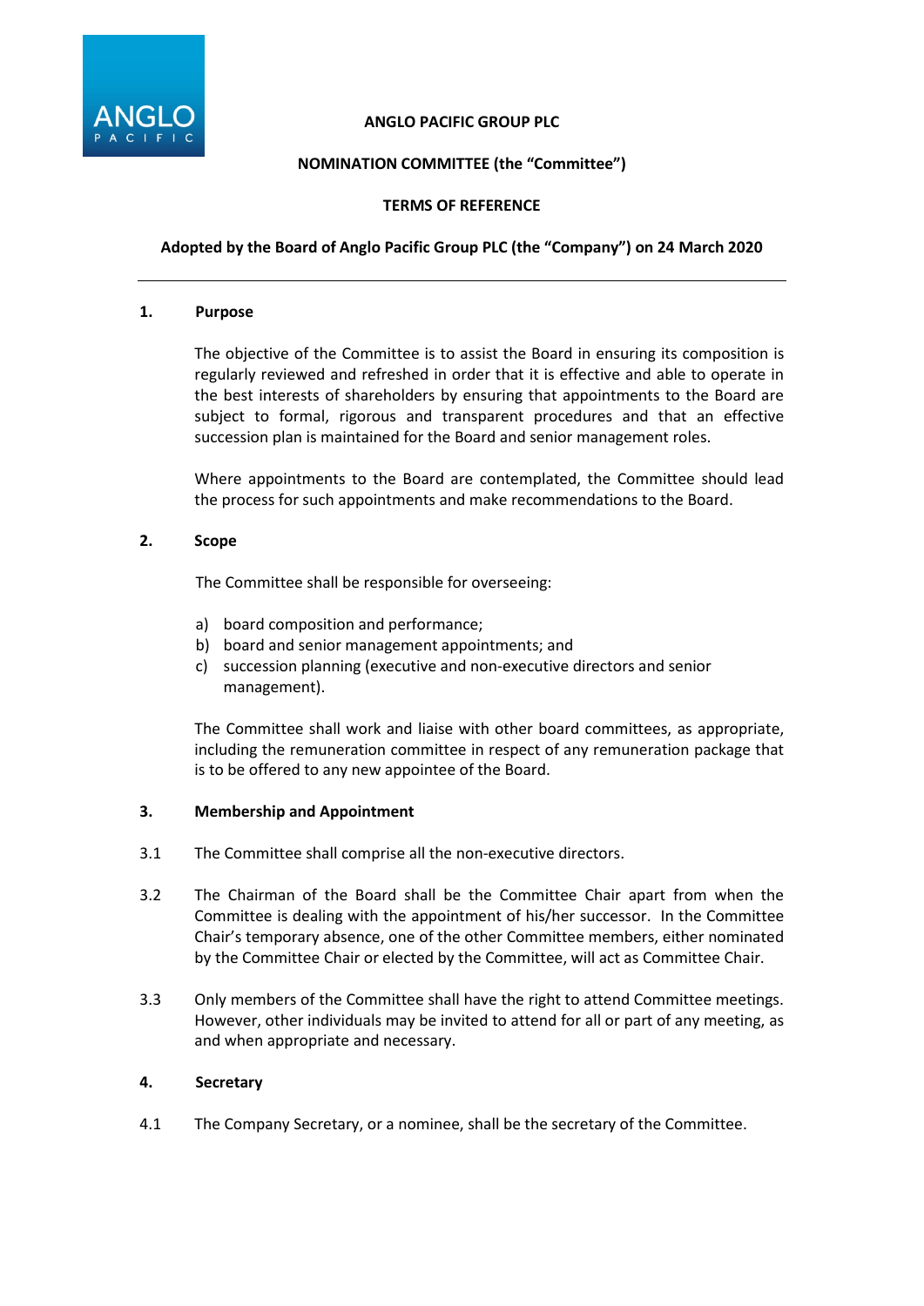# ANGLO PACIFIC GROUP PLC

## NOMINATION COMMITTEE (the "Committee")

## TERMS OF REFERENCE

**Adopted by the Board of Anglo Pacific Group PLC (the "Company") on 24 March 2020**

---

### 1. Purpose

The objective of the Committee is to assist the Board in ensuring its composition is regularly reviewed and refreshed in order that it is effective and able to operate in the best interests of shareholders by ensuring that appointments to the Board are subject to formal, rigorous and transparent procedures and that an effective succession plan is maintained for the Board and senior management roles.

Where appointments to the Board are contemplated, the Committee should lead the process for such appointments and make recommendations to the Board.

### 2. Scope

The Committee shall be responsible for overseeing:

a) board composition and performance;
b) board and senior management appointments; and
c) succession planning (executive and non-executive directors and senior management).

The Committee shall work and liaise with other board committees, as appropriate, including the remuneration committee in respect of any remuneration package that is to be offered to any new appointee of the Board.

### 3. Membership and Appointment

3.1 The Committee shall comprise all the non-executive directors.

3.2 The Chairman of the Board shall be the Committee Chair apart from when the Committee is dealing with the appointment of his/her successor. In the Committee Chair's temporary absence, one of the other Committee members, either nominated by the Committee Chair or elected by the Committee, will act as Committee Chair.

3.3 Only members of the Committee shall have the right to attend Committee meetings. However, other individuals may be invited to attend for all or part of any meeting, as and when appropriate and necessary.

### 4. Secretary

4.1 The Company Secretary, or a nominee, shall be the secretary of the Committee.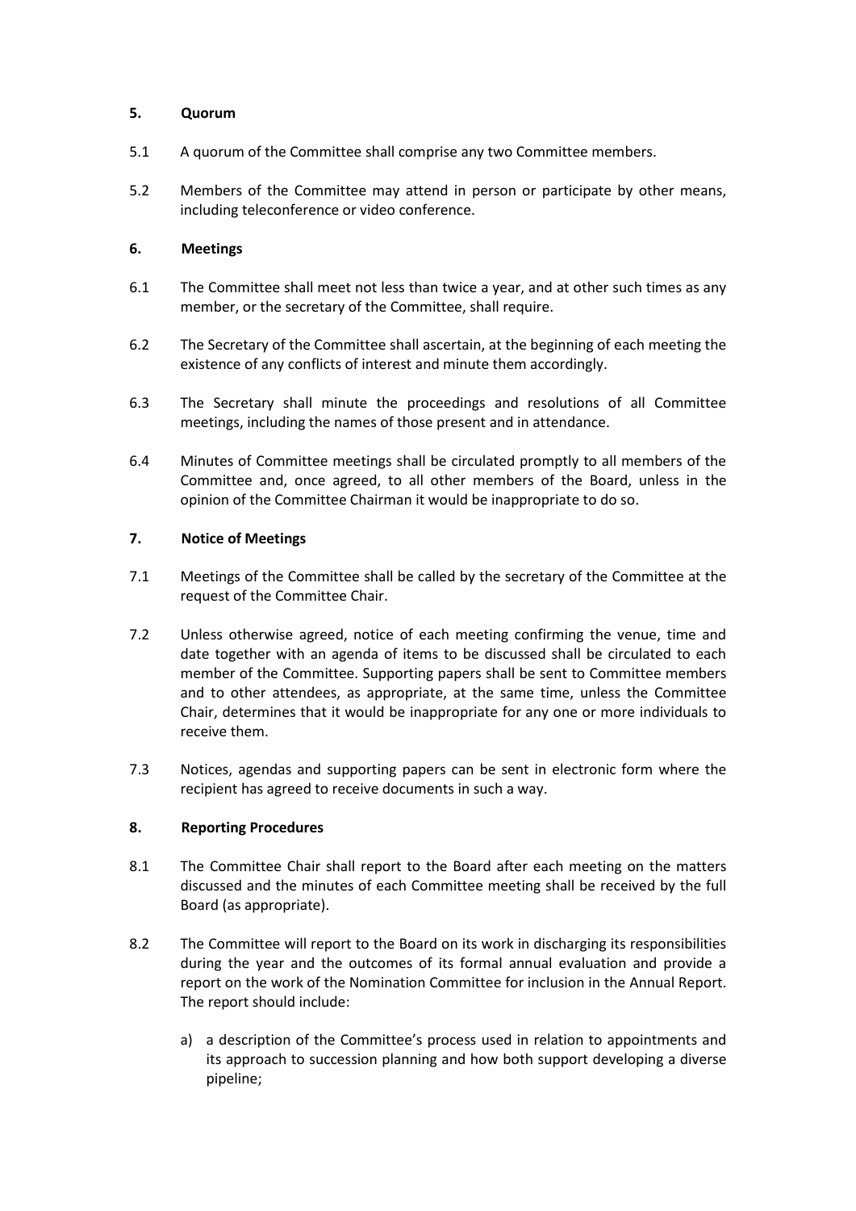## 5. Quorum

5.1 A quorum of the Committee shall comprise any two Committee members.

5.2 Members of the Committee may attend in person or participate by other means, including teleconference or video conference.

## 6. Meetings

6.1 The Committee shall meet not less than twice a year, and at other such times as any member, or the secretary of the Committee, shall require.

6.2 The Secretary of the Committee shall ascertain, at the beginning of each meeting the existence of any conflicts of interest and minute them accordingly.

6.3 The Secretary shall minute the proceedings and resolutions of all Committee meetings, including the names of those present and in attendance.

6.4 Minutes of Committee meetings shall be circulated promptly to all members of the Committee and, once agreed, to all other members of the Board, unless in the opinion of the Committee Chairman it would be inappropriate to do so.

## 7. Notice of Meetings

7.1 Meetings of the Committee shall be called by the secretary of the Committee at the request of the Committee Chair.

7.2 Unless otherwise agreed, notice of each meeting confirming the venue, time and date together with an agenda of items to be discussed shall be circulated to each member of the Committee. Supporting papers shall be sent to Committee members and to other attendees, as appropriate, at the same time, unless the Committee Chair, determines that it would be inappropriate for any one or more individuals to receive them.

7.3 Notices, agendas and supporting papers can be sent in electronic form where the recipient has agreed to receive documents in such a way.

## 8. Reporting Procedures

8.1 The Committee Chair shall report to the Board after each meeting on the matters discussed and the minutes of each Committee meeting shall be received by the full Board (as appropriate).

8.2 The Committee will report to the Board on its work in discharging its responsibilities during the year and the outcomes of its formal annual evaluation and provide a report on the work of the Nomination Committee for inclusion in the Annual Report. The report should include:

a) a description of the Committee's process used in relation to appointments and its approach to succession planning and how both support developing a diverse pipeline;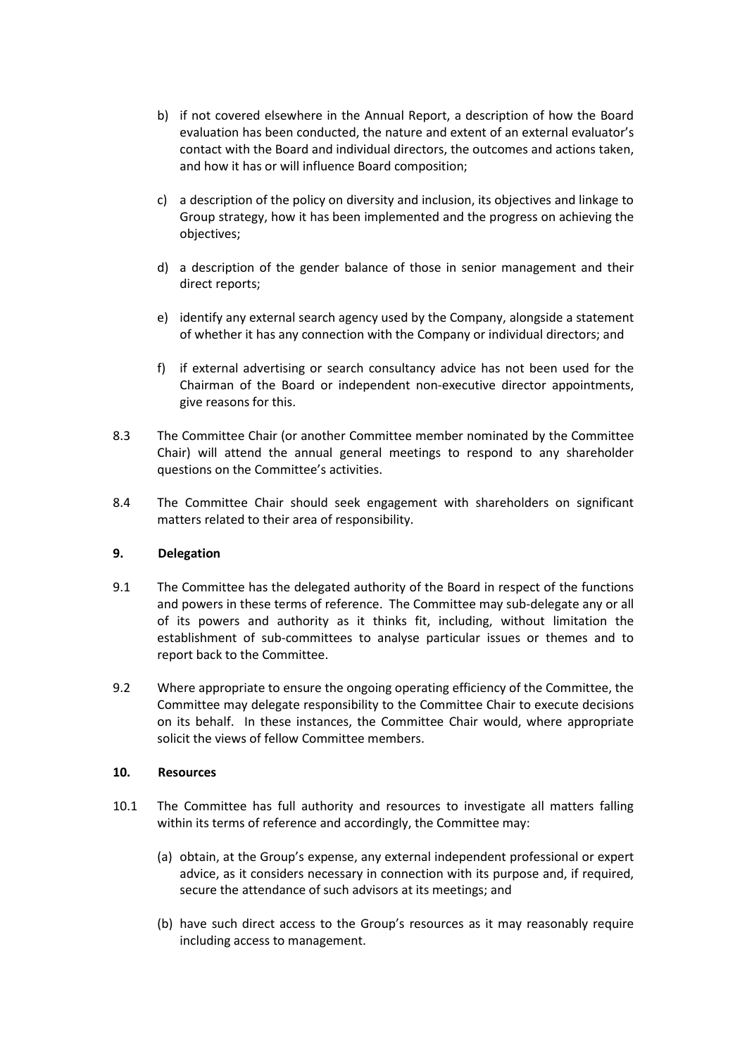b) if not covered elsewhere in the Annual Report, a description of how the Board evaluation has been conducted, the nature and extent of an external evaluator's contact with the Board and individual directors, the outcomes and actions taken, and how it has or will influence Board composition;

c) a description of the policy on diversity and inclusion, its objectives and linkage to Group strategy, how it has been implemented and the progress on achieving the objectives;

d) a description of the gender balance of those in senior management and their direct reports;

e) identify any external search agency used by the Company, alongside a statement of whether it has any connection with the Company or individual directors; and

f) if external advertising or search consultancy advice has not been used for the Chairman of the Board or independent non-executive director appointments, give reasons for this.

8.3 The Committee Chair (or another Committee member nominated by the Committee Chair) will attend the annual general meetings to respond to any shareholder questions on the Committee's activities.

8.4 The Committee Chair should seek engagement with shareholders on significant matters related to their area of responsibility.

**9. Delegation**

9.1 The Committee has the delegated authority of the Board in respect of the functions and powers in these terms of reference. The Committee may sub-delegate any or all of its powers and authority as it thinks fit, including, without limitation the establishment of sub-committees to analyse particular issues or themes and to report back to the Committee.

9.2 Where appropriate to ensure the ongoing operating efficiency of the Committee, the Committee may delegate responsibility to the Committee Chair to execute decisions on its behalf. In these instances, the Committee Chair would, where appropriate solicit the views of fellow Committee members.

**10. Resources**

10.1 The Committee has full authority and resources to investigate all matters falling within its terms of reference and accordingly, the Committee may:

(a) obtain, at the Group's expense, any external independent professional or expert advice, as it considers necessary in connection with its purpose and, if required, secure the attendance of such advisors at its meetings; and

(b) have such direct access to the Group's resources as it may reasonably require including access to management.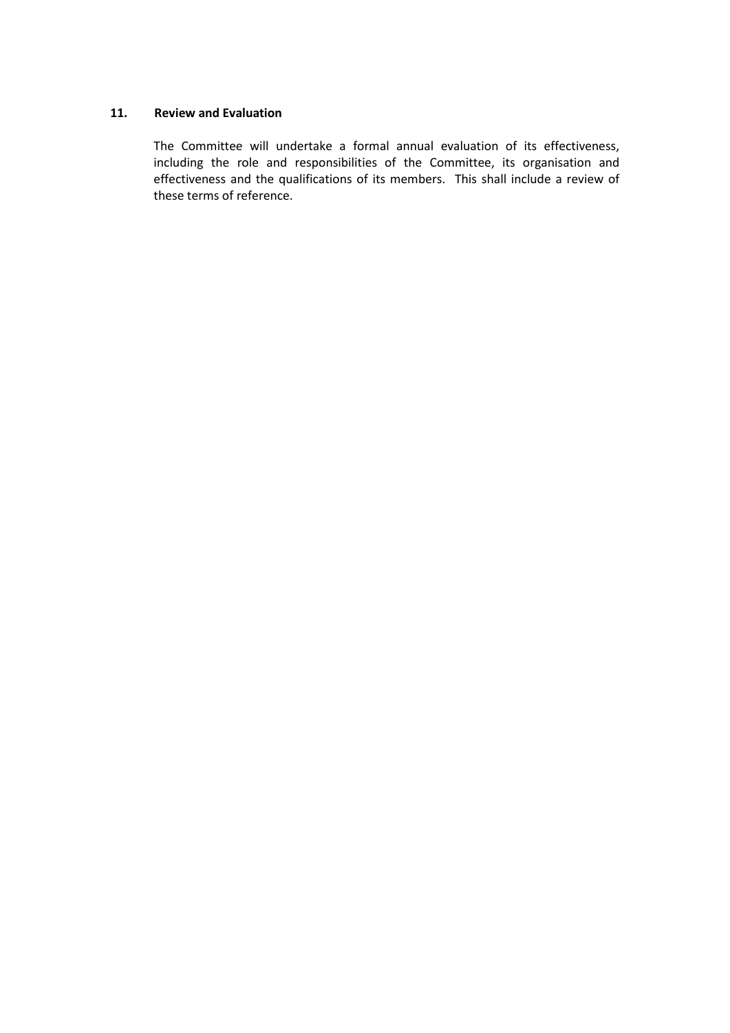## 11. Review and Evaluation

The Committee will undertake a formal annual evaluation of its effectiveness, including the role and responsibilities of the Committee, its organisation and effectiveness and the qualifications of its members. This shall include a review of these terms of reference.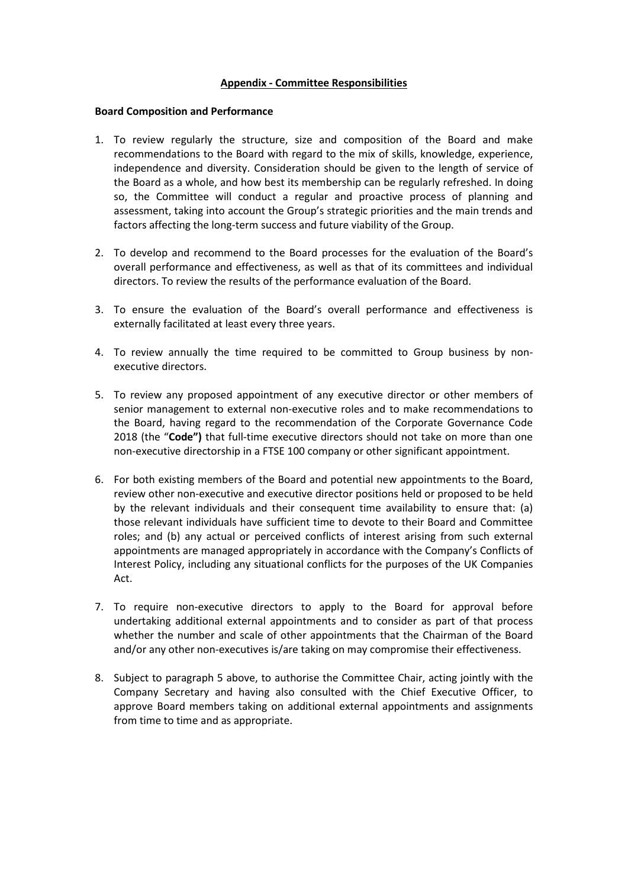## Appendix - Committee Responsibilities

### Board Composition and Performance

1. To review regularly the structure, size and composition of the Board and make recommendations to the Board with regard to the mix of skills, knowledge, experience, independence and diversity. Consideration should be given to the length of service of the Board as a whole, and how best its membership can be regularly refreshed. In doing so, the Committee will conduct a regular and proactive process of planning and assessment, taking into account the Group's strategic priorities and the main trends and factors affecting the long-term success and future viability of the Group.

2. To develop and recommend to the Board processes for the evaluation of the Board's overall performance and effectiveness, as well as that of its committees and individual directors. To review the results of the performance evaluation of the Board.

3. To ensure the evaluation of the Board's overall performance and effectiveness is externally facilitated at least every three years.

4. To review annually the time required to be committed to Group business by non-executive directors.

5. To review any proposed appointment of any executive director or other members of senior management to external non-executive roles and to make recommendations to the Board, having regard to the recommendation of the Corporate Governance Code 2018 (the "**Code")** that full-time executive directors should not take on more than one non-executive directorship in a FTSE 100 company or other significant appointment.

6. For both existing members of the Board and potential new appointments to the Board, review other non-executive and executive director positions held or proposed to be held by the relevant individuals and their consequent time availability to ensure that: (a) those relevant individuals have sufficient time to devote to their Board and Committee roles; and (b) any actual or perceived conflicts of interest arising from such external appointments are managed appropriately in accordance with the Company's Conflicts of Interest Policy, including any situational conflicts for the purposes of the UK Companies Act.

7. To require non-executive directors to apply to the Board for approval before undertaking additional external appointments and to consider as part of that process whether the number and scale of other appointments that the Chairman of the Board and/or any other non-executives is/are taking on may compromise their effectiveness.

8. Subject to paragraph 5 above, to authorise the Committee Chair, acting jointly with the Company Secretary and having also consulted with the Chief Executive Officer, to approve Board members taking on additional external appointments and assignments from time to time and as appropriate.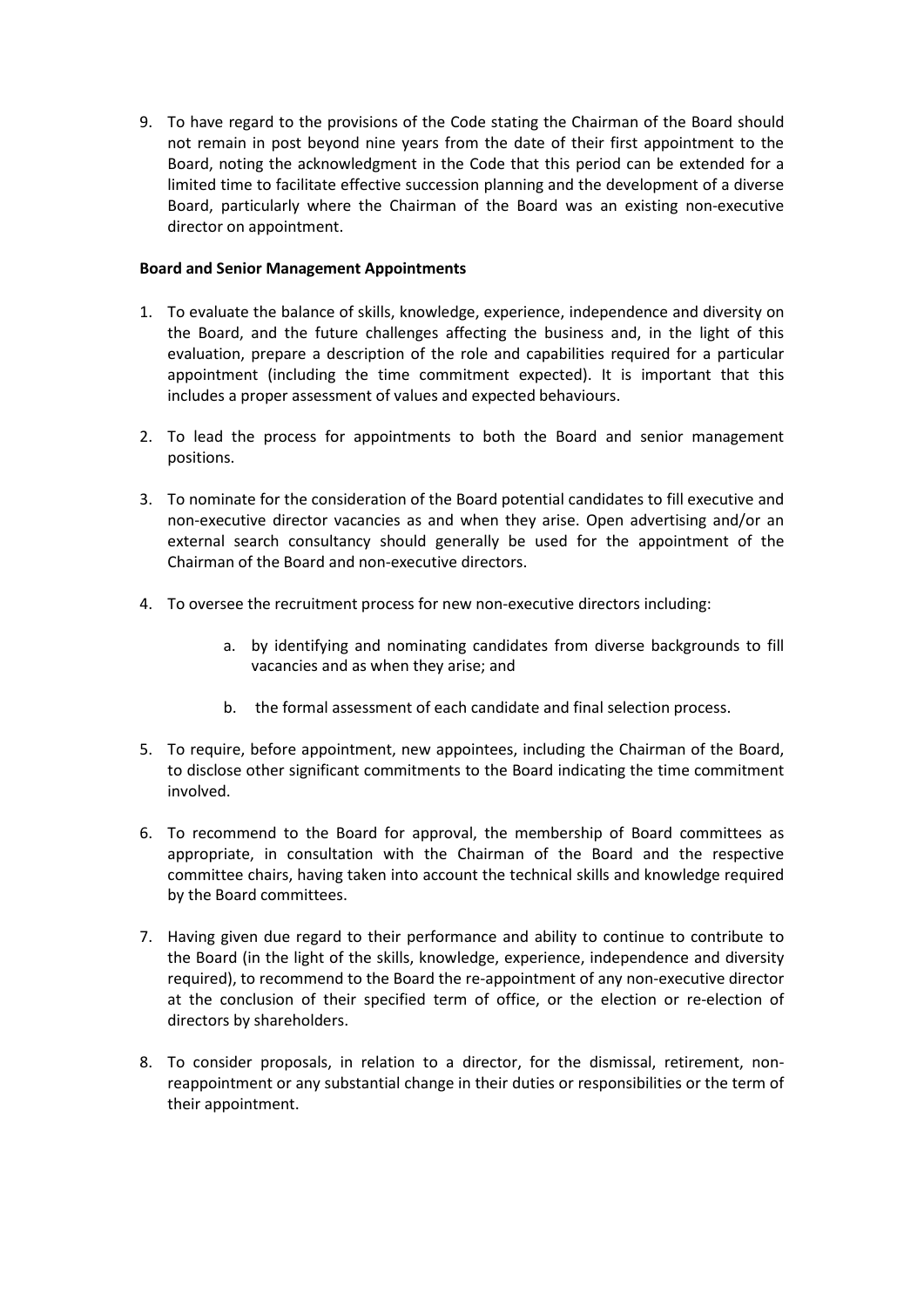9. To have regard to the provisions of the Code stating the Chairman of the Board should not remain in post beyond nine years from the date of their first appointment to the Board, noting the acknowledgment in the Code that this period can be extended for a limited time to facilitate effective succession planning and the development of a diverse Board, particularly where the Chairman of the Board was an existing non-executive director on appointment.

**Board and Senior Management Appointments**

1. To evaluate the balance of skills, knowledge, experience, independence and diversity on the Board, and the future challenges affecting the business and, in the light of this evaluation, prepare a description of the role and capabilities required for a particular appointment (including the time commitment expected). It is important that this includes a proper assessment of values and expected behaviours.

2. To lead the process for appointments to both the Board and senior management positions.

3. To nominate for the consideration of the Board potential candidates to fill executive and non-executive director vacancies as and when they arise. Open advertising and/or an external search consultancy should generally be used for the appointment of the Chairman of the Board and non-executive directors.

4. To oversee the recruitment process for new non-executive directors including:

    a. by identifying and nominating candidates from diverse backgrounds to fill vacancies and as when they arise; and

    b. the formal assessment of each candidate and final selection process.

5. To require, before appointment, new appointees, including the Chairman of the Board, to disclose other significant commitments to the Board indicating the time commitment involved.

6. To recommend to the Board for approval, the membership of Board committees as appropriate, in consultation with the Chairman of the Board and the respective committee chairs, having taken into account the technical skills and knowledge required by the Board committees.

7. Having given due regard to their performance and ability to continue to contribute to the Board (in the light of the skills, knowledge, experience, independence and diversity required), to recommend to the Board the re-appointment of any non-executive director at the conclusion of their specified term of office, or the election or re-election of directors by shareholders.

8. To consider proposals, in relation to a director, for the dismissal, retirement, non-reappointment or any substantial change in their duties or responsibilities or the term of their appointment.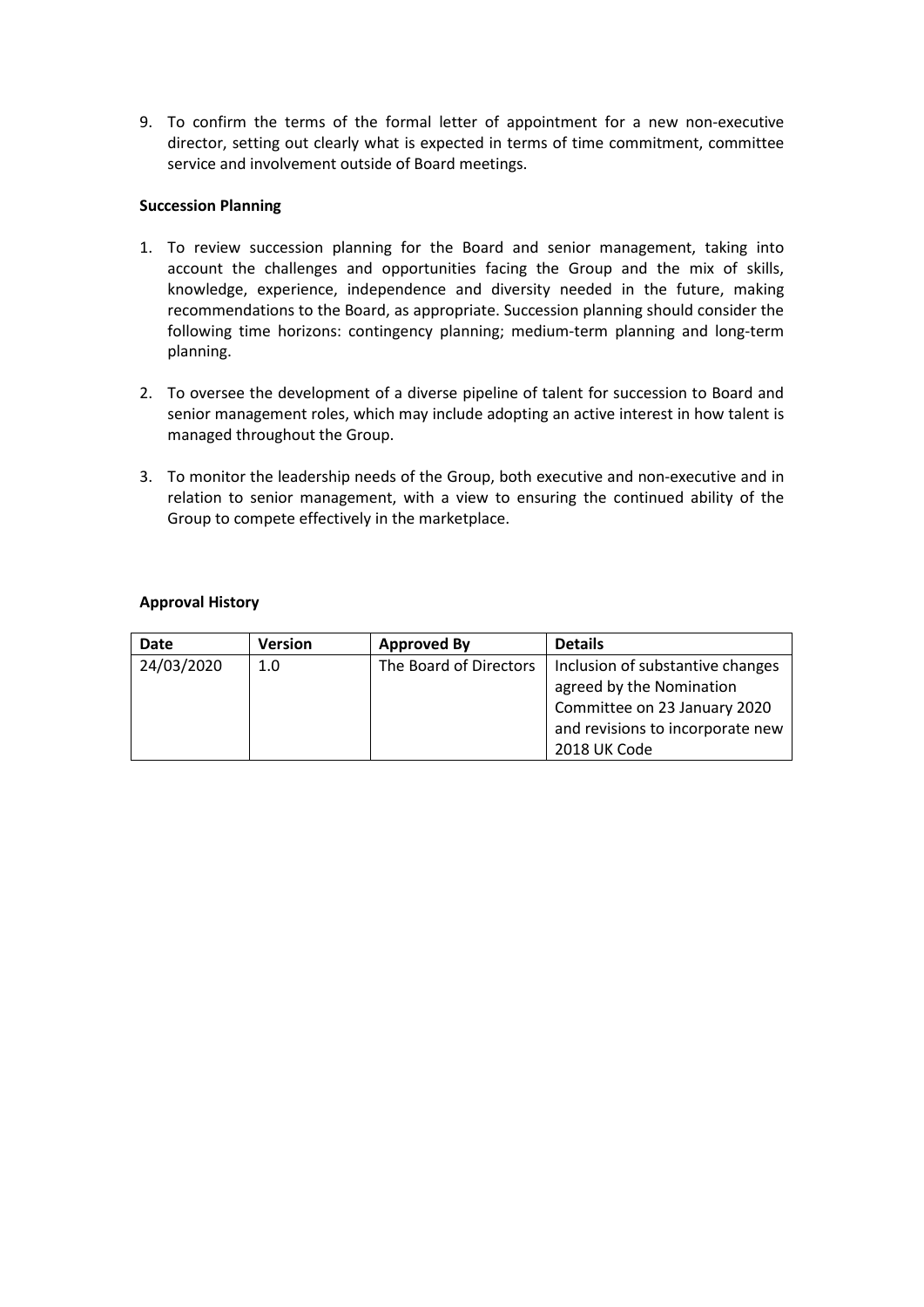9. To confirm the terms of the formal letter of appointment for a new non-executive director, setting out clearly what is expected in terms of time commitment, committee service and involvement outside of Board meetings.

**Succession Planning**

1. To review succession planning for the Board and senior management, taking into account the challenges and opportunities facing the Group and the mix of skills, knowledge, experience, independence and diversity needed in the future, making recommendations to the Board, as appropriate. Succession planning should consider the following time horizons: contingency planning; medium-term planning and long-term planning.

2. To oversee the development of a diverse pipeline of talent for succession to Board and senior management roles, which may include adopting an active interest in how talent is managed throughout the Group.

3. To monitor the leadership needs of the Group, both executive and non-executive and in relation to senior management, with a view to ensuring the continued ability of the Group to compete effectively in the marketplace.

**Approval History**

| Date | Version | Approved By | Details |
|---|---|---|---|
| 24/03/2020 | 1.0 | The Board of Directors | Inclusion of substantive changes agreed by the Nomination Committee on 23 January 2020 and revisions to incorporate new 2018 UK Code |